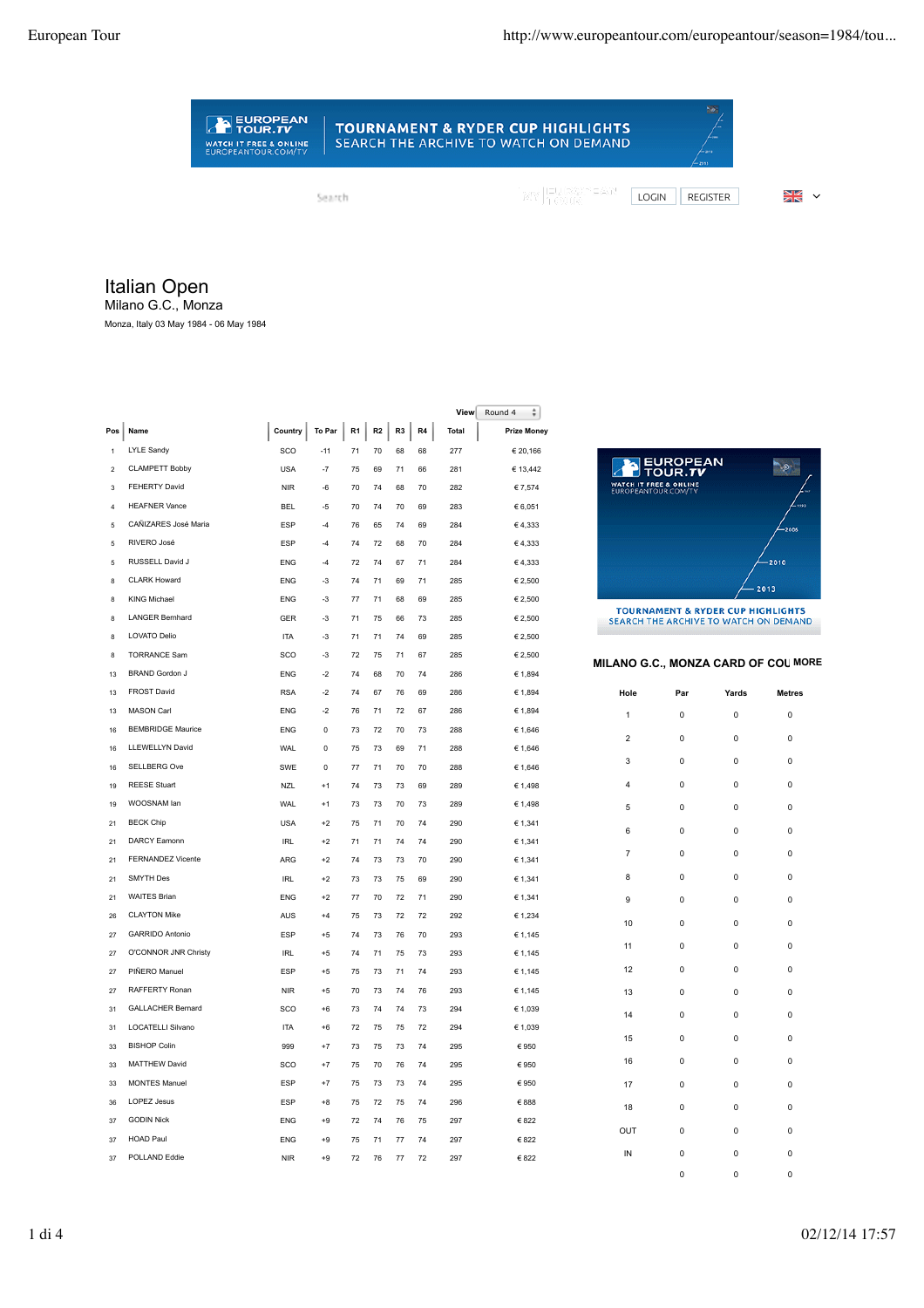# Italian Open

Milano G.C., Monza

Monza, Italy 03 May 1984 - 06 May 1984

View: Round 4

| Pos | Name | Country | To Par | R1 | R2 | R3 | R4 | Total | Prize Money |
|---|---|---|---|---|---|---|---|---|---|
| 1 | LYLE Sandy | SCO | -11 | 71 | 70 | 68 | 68 | 277 | € 20,166 |
| 2 | CLAMPETT Bobby | USA | -7 | 75 | 69 | 71 | 66 | 281 | € 13,442 |
| 3 | FEHERTY David | NIR | -6 | 70 | 74 | 68 | 70 | 282 | € 7,574 |
| 4 | HEAFNER Vance | BEL | -5 | 70 | 74 | 70 | 69 | 283 | € 6,051 |
| 5 | CAÑIZARES José Maria | ESP | -4 | 76 | 65 | 74 | 69 | 284 | € 4,333 |
| 5 | RIVERO José | ESP | -4 | 74 | 72 | 68 | 70 | 284 | € 4,333 |
| 5 | RUSSELL David J | ENG | -4 | 72 | 74 | 67 | 71 | 284 | € 4,333 |
| 8 | CLARK Howard | ENG | -3 | 74 | 71 | 69 | 71 | 285 | € 2,500 |
| 8 | KING Michael | ENG | -3 | 77 | 71 | 68 | 69 | 285 | € 2,500 |
| 8 | LANGER Bernhard | GER | -3 | 71 | 75 | 66 | 73 | 285 | € 2,500 |
| 8 | LOVATO Delio | ITA | -3 | 71 | 71 | 74 | 69 | 285 | € 2,500 |
| 8 | TORRANCE Sam | SCO | -3 | 72 | 75 | 71 | 67 | 285 | € 2,500 |
| 13 | BRAND Gordon J | ENG | -2 | 74 | 68 | 70 | 74 | 286 | € 1,894 |
| 13 | FROST David | RSA | -2 | 74 | 67 | 76 | 69 | 286 | € 1,894 |
| 13 | MASON Carl | ENG | -2 | 76 | 71 | 72 | 67 | 286 | € 1,894 |
| 16 | BEMBRIDGE Maurice | ENG | 0 | 73 | 72 | 70 | 73 | 288 | € 1,646 |
| 16 | LLEWELLYN David | WAL | 0 | 75 | 73 | 69 | 71 | 288 | € 1,646 |
| 16 | SELLBERG Ove | SWE | 0 | 77 | 71 | 70 | 70 | 288 | € 1,646 |
| 19 | REESE Stuart | NZL | +1 | 74 | 73 | 73 | 69 | 289 | € 1,498 |
| 19 | WOOSNAM Ian | WAL | +1 | 73 | 73 | 70 | 73 | 289 | € 1,498 |
| 21 | BECK Chip | USA | +2 | 75 | 71 | 70 | 74 | 290 | € 1,341 |
| 21 | DARCY Eamonn | IRL | +2 | 71 | 71 | 74 | 74 | 290 | € 1,341 |
| 21 | FERNANDEZ Vicente | ARG | +2 | 74 | 73 | 73 | 70 | 290 | € 1,341 |
| 21 | SMYTH Des | IRL | +2 | 73 | 73 | 75 | 69 | 290 | € 1,341 |
| 21 | WAITES Brian | ENG | +2 | 77 | 70 | 72 | 71 | 290 | € 1,341 |
| 26 | CLAYTON Mike | AUS | +4 | 75 | 73 | 72 | 72 | 292 | € 1,234 |
| 27 | GARRIDO Antonio | ESP | +5 | 74 | 73 | 76 | 70 | 293 | € 1,145 |
| 27 | O'CONNOR JNR Christy | IRL | +5 | 74 | 71 | 75 | 73 | 293 | € 1,145 |
| 27 | PIÑERO Manuel | ESP | +5 | 75 | 73 | 71 | 74 | 293 | € 1,145 |
| 27 | RAFFERTY Ronan | NIR | +5 | 70 | 73 | 74 | 76 | 293 | € 1,145 |
| 31 | GALLACHER Bernard | SCO | +6 | 73 | 74 | 74 | 73 | 294 | € 1,039 |
| 31 | LOCATELLI Silvano | ITA | +6 | 72 | 75 | 75 | 72 | 294 | € 1,039 |
| 33 | BISHOP Colin | 999 | +7 | 73 | 75 | 73 | 74 | 295 | € 950 |
| 33 | MATTHEW David | SCO | +7 | 75 | 70 | 76 | 74 | 295 | € 950 |
| 33 | MONTES Manuel | ESP | +7 | 75 | 73 | 73 | 74 | 295 | € 950 |
| 36 | LOPEZ Jesus | ESP | +8 | 75 | 72 | 75 | 74 | 296 | € 888 |
| 37 | GODIN Nick | ENG | +9 | 72 | 74 | 76 | 75 | 297 | € 822 |
| 37 | HOAD Paul | ENG | +9 | 75 | 71 | 77 | 74 | 297 | € 822 |
| 37 | POLLAND Eddie | NIR | +9 | 72 | 76 | 77 | 72 | 297 | € 822 |

## MILANO G.C., MONZA CARD OF COURSE

| Hole | Par | Yards | Metres |
|---|---|---|---|
| 1 | 0 | 0 | 0 |
| 2 | 0 | 0 | 0 |
| 3 | 0 | 0 | 0 |
| 4 | 0 | 0 | 0 |
| 5 | 0 | 0 | 0 |
| 6 | 0 | 0 | 0 |
| 7 | 0 | 0 | 0 |
| 8 | 0 | 0 | 0 |
| 9 | 0 | 0 | 0 |
| 10 | 0 | 0 | 0 |
| 11 | 0 | 0 | 0 |
| 12 | 0 | 0 | 0 |
| 13 | 0 | 0 | 0 |
| 14 | 0 | 0 | 0 |
| 15 | 0 | 0 | 0 |
| 16 | 0 | 0 | 0 |
| 17 | 0 | 0 | 0 |
| 18 | 0 | 0 | 0 |
| OUT | 0 | 0 | 0 |
| IN | 0 | 0 | 0 |
| | 0 | 0 | 0 |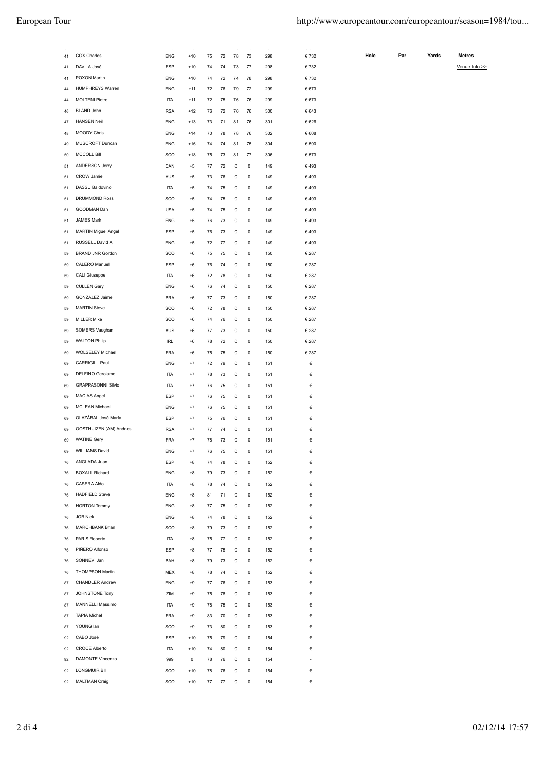| | | | | | | | | | | Hole | Par | Yards | Metres |
|---|---|---|---|---|---|---|---|---|---|---|---|---|---|
| 41 | COX Charles | ENG | +10 | 75 | 72 | 78 | 73 | 298 | € 732 | | | | Venue Info >> |
| 41 | DAVILA José | ESP | +10 | 74 | 74 | 73 | 77 | 298 | € 732 | | | | |
| 41 | POXON Martin | ENG | +10 | 74 | 72 | 74 | 78 | 298 | € 732 | | | | |
| 44 | HUMPHREYS Warren | ENG | +11 | 72 | 76 | 79 | 72 | 299 | € 673 | | | | |
| 44 | MOLTENI Pietro | ITA | +11 | 72 | 75 | 76 | 76 | 299 | € 673 | | | | |
| 46 | BLAND John | RSA | +12 | 76 | 72 | 76 | 76 | 300 | € 643 | | | | |
| 47 | HANSEN Neil | ENG | +13 | 73 | 71 | 81 | 76 | 301 | € 626 | | | | |
| 48 | MOODY Chris | ENG | +14 | 70 | 78 | 78 | 76 | 302 | € 608 | | | | |
| 49 | MUSCROFT Duncan | ENG | +16 | 74 | 74 | 81 | 75 | 304 | € 590 | | | | |
| 50 | MCCOLL Bill | SCO | +18 | 75 | 73 | 81 | 77 | 306 | € 573 | | | | |
| 51 | ANDERSON Jerry | CAN | +5 | 77 | 72 | 0 | 0 | 149 | € 493 | | | | |
| 51 | CROW Jamie | AUS | +5 | 73 | 76 | 0 | 0 | 149 | € 493 | | | | |
| 51 | DASSU Baldovino | ITA | +5 | 74 | 75 | 0 | 0 | 149 | € 493 | | | | |
| 51 | DRUMMOND Ross | SCO | +5 | 74 | 75 | 0 | 0 | 149 | € 493 | | | | |
| 51 | GOODMAN Dan | USA | +5 | 74 | 75 | 0 | 0 | 149 | € 493 | | | | |
| 51 | JAMES Mark | ENG | +5 | 76 | 73 | 0 | 0 | 149 | € 493 | | | | |
| 51 | MARTIN Miguel Angel | ESP | +5 | 76 | 73 | 0 | 0 | 149 | € 493 | | | | |
| 51 | RUSSELL David A | ENG | +5 | 72 | 77 | 0 | 0 | 149 | € 493 | | | | |
| 59 | BRAND JNR Gordon | SCO | +6 | 75 | 75 | 0 | 0 | 150 | € 287 | | | | |
| 59 | CALERO Manuel | ESP | +6 | 76 | 74 | 0 | 0 | 150 | € 287 | | | | |
| 59 | CALI Giuseppe | ITA | +6 | 72 | 78 | 0 | 0 | 150 | € 287 | | | | |
| 59 | CULLEN Gary | ENG | +6 | 76 | 74 | 0 | 0 | 150 | € 287 | | | | |
| 59 | GONZALEZ Jaime | BRA | +6 | 77 | 73 | 0 | 0 | 150 | € 287 | | | | |
| 59 | MARTIN Steve | SCO | +6 | 72 | 78 | 0 | 0 | 150 | € 287 | | | | |
| 59 | MILLER Mike | SCO | +6 | 74 | 76 | 0 | 0 | 150 | € 287 | | | | |
| 59 | SOMERS Vaughan | AUS | +6 | 77 | 73 | 0 | 0 | 150 | € 287 | | | | |
| 59 | WALTON Philip | IRL | +6 | 78 | 72 | 0 | 0 | 150 | € 287 | | | | |
| 59 | WOLSELEY Michael | FRA | +6 | 75 | 75 | 0 | 0 | 150 | € 287 | | | | |
| 69 | CARRIGILL Paul | ENG | +7 | 72 | 79 | 0 | 0 | 151 | € | | | | |
| 69 | DELFINO Gerolamo | ITA | +7 | 78 | 73 | 0 | 0 | 151 | € | | | | |
| 69 | GRAPPASONNI Silvio | ITA | +7 | 76 | 75 | 0 | 0 | 151 | € | | | | |
| 69 | MACIAS Angel | ESP | +7 | 76 | 75 | 0 | 0 | 151 | € | | | | |
| 69 | MCLEAN Michael | ENG | +7 | 76 | 75 | 0 | 0 | 151 | € | | | | |
| 69 | OLAZÁBAL José María | ESP | +7 | 75 | 76 | 0 | 0 | 151 | € | | | | |
| 69 | OOSTHUIZEN (AM) Andries | RSA | +7 | 77 | 74 | 0 | 0 | 151 | € | | | | |
| 69 | WATINE Gery | FRA | +7 | 78 | 73 | 0 | 0 | 151 | € | | | | |
| 69 | WILLIAMS David | ENG | +7 | 76 | 75 | 0 | 0 | 151 | € | | | | |
| 76 | ANGLADA Juan | ESP | +8 | 74 | 78 | 0 | 0 | 152 | € | | | | |
| 76 | BOXALL Richard | ENG | +8 | 79 | 73 | 0 | 0 | 152 | € | | | | |
| 76 | CASERA Aldo | ITA | +8 | 78 | 74 | 0 | 0 | 152 | € | | | | |
| 76 | HADFIELD Steve | ENG | +8 | 81 | 71 | 0 | 0 | 152 | € | | | | |
| 76 | HORTON Tommy | ENG | +8 | 77 | 75 | 0 | 0 | 152 | € | | | | |
| 76 | JOB Nick | ENG | +8 | 74 | 78 | 0 | 0 | 152 | € | | | | |
| 76 | MARCHBANK Brian | SCO | +8 | 79 | 73 | 0 | 0 | 152 | € | | | | |
| 76 | PARIS Roberto | ITA | +8 | 75 | 77 | 0 | 0 | 152 | € | | | | |
| 76 | PIÑERO Alfonso | ESP | +8 | 77 | 75 | 0 | 0 | 152 | € | | | | |
| 76 | SONNEVI Jan | BAH | +8 | 79 | 73 | 0 | 0 | 152 | € | | | | |
| 76 | THOMPSON Martin | MEX | +8 | 78 | 74 | 0 | 0 | 152 | € | | | | |
| 87 | CHANDLER Andrew | ENG | +9 | 77 | 76 | 0 | 0 | 153 | € | | | | |
| 87 | JOHNSTONE Tony | ZIM | +9 | 75 | 78 | 0 | 0 | 153 | € | | | | |
| 87 | MANNELLI Massimo | ITA | +9 | 78 | 75 | 0 | 0 | 153 | € | | | | |
| 87 | TAPIA Michel | FRA | +9 | 83 | 70 | 0 | 0 | 153 | € | | | | |
| 87 | YOUNG Ian | SCO | +9 | 73 | 80 | 0 | 0 | 153 | € | | | | |
| 92 | CABO José | ESP | +10 | 75 | 79 | 0 | 0 | 154 | € | | | | |
| 92 | CROCE Alberto | ITA | +10 | 74 | 80 | 0 | 0 | 154 | € | | | | |
| 92 | DAMONTE Vincenzo | 999 | 0 | 78 | 76 | 0 | 0 | 154 | - | | | | |
| 92 | LONGMUIR Bill | SCO | +10 | 78 | 76 | 0 | 0 | 154 | € | | | | |
| 92 | MALTMAN Craig | SCO | +10 | 77 | 77 | 0 | 0 | 154 | € | | | | |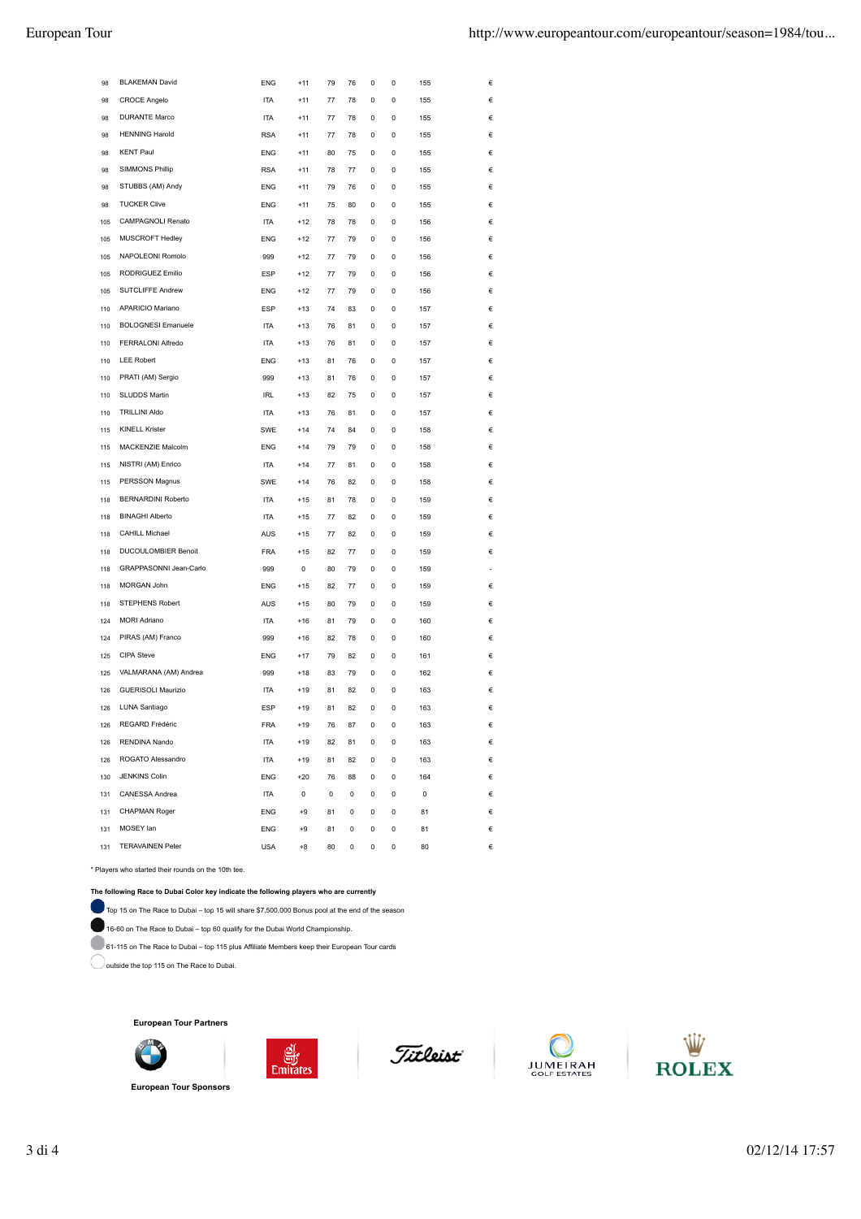| | | | | | | | | | |
|---|---|---|---|---|---|---|---|---|---|
| 98 | BLAKEMAN David | ENG | +11 | 79 | 76 | 0 | 0 | 155 | € |
| 98 | CROCE Angelo | ITA | +11 | 77 | 78 | 0 | 0 | 155 | € |
| 98 | DURANTE Marco | ITA | +11 | 77 | 78 | 0 | 0 | 155 | € |
| 98 | HENNING Harold | RSA | +11 | 77 | 78 | 0 | 0 | 155 | € |
| 98 | KENT Paul | ENG | +11 | 80 | 75 | 0 | 0 | 155 | € |
| 98 | SIMMONS Phillip | RSA | +11 | 78 | 77 | 0 | 0 | 155 | € |
| 98 | STUBBS (AM) Andy | ENG | +11 | 79 | 76 | 0 | 0 | 155 | € |
| 98 | TUCKER Clive | ENG | +11 | 75 | 80 | 0 | 0 | 155 | € |
| 105 | CAMPAGNOLI Renato | ITA | +12 | 78 | 78 | 0 | 0 | 156 | € |
| 105 | MUSCROFT Hedley | ENG | +12 | 77 | 79 | 0 | 0 | 156 | € |
| 105 | NAPOLEONI Romolo | 999 | +12 | 77 | 79 | 0 | 0 | 156 | € |
| 105 | RODRIGUEZ Emilio | ESP | +12 | 77 | 79 | 0 | 0 | 156 | € |
| 105 | SUTCLIFFE Andrew | ENG | +12 | 77 | 79 | 0 | 0 | 156 | € |
| 110 | APARICIO Mariano | ESP | +13 | 74 | 83 | 0 | 0 | 157 | € |
| 110 | BOLOGNESI Emanuele | ITA | +13 | 76 | 81 | 0 | 0 | 157 | € |
| 110 | FERRALONI Alfredo | ITA | +13 | 76 | 81 | 0 | 0 | 157 | € |
| 110 | LEE Robert | ENG | +13 | 81 | 76 | 0 | 0 | 157 | € |
| 110 | PRATI (AM) Sergio | 999 | +13 | 81 | 76 | 0 | 0 | 157 | € |
| 110 | SLUDDS Martin | IRL | +13 | 82 | 75 | 0 | 0 | 157 | € |
| 110 | TRILLINI Aldo | ITA | +13 | 76 | 81 | 0 | 0 | 157 | € |
| 115 | KINELL Krister | SWE | +14 | 74 | 84 | 0 | 0 | 158 | € |
| 115 | MACKENZIE Malcolm | ENG | +14 | 79 | 79 | 0 | 0 | 158 | € |
| 115 | NISTRI (AM) Enrico | ITA | +14 | 77 | 81 | 0 | 0 | 158 | € |
| 115 | PERSSON Magnus | SWE | +14 | 76 | 82 | 0 | 0 | 158 | € |
| 118 | BERNARDINI Roberto | ITA | +15 | 81 | 78 | 0 | 0 | 159 | € |
| 118 | BINAGHI Alberto | ITA | +15 | 77 | 82 | 0 | 0 | 159 | € |
| 118 | CAHILL Michael | AUS | +15 | 77 | 82 | 0 | 0 | 159 | € |
| 118 | DUCOULOMBIER Benoit | FRA | +15 | 82 | 77 | 0 | 0 | 159 | € |
| 118 | GRAPPASONNI Jean-Carlo | 999 | 0 | 80 | 79 | 0 | 0 | 159 | - |
| 118 | MORGAN John | ENG | +15 | 82 | 77 | 0 | 0 | 159 | € |
| 118 | STEPHENS Robert | AUS | +15 | 80 | 79 | 0 | 0 | 159 | € |
| 124 | MORI Adriano | ITA | +16 | 81 | 79 | 0 | 0 | 160 | € |
| 124 | PIRAS (AM) Franco | 999 | +16 | 82 | 78 | 0 | 0 | 160 | € |
| 125 | CIPA Steve | ENG | +17 | 79 | 82 | 0 | 0 | 161 | € |
| 125 | VALMARANA (AM) Andrea | 999 | +18 | 83 | 79 | 0 | 0 | 162 | € |
| 126 | GUERISOLI Maurizio | ITA | +19 | 81 | 82 | 0 | 0 | 163 | € |
| 126 | LUNA Santiago | ESP | +19 | 81 | 82 | 0 | 0 | 163 | € |
| 126 | REGARD Frédéric | FRA | +19 | 76 | 87 | 0 | 0 | 163 | € |
| 126 | RENDINA Nando | ITA | +19 | 82 | 81 | 0 | 0 | 163 | € |
| 126 | ROGATO Alessandro | ITA | +19 | 81 | 82 | 0 | 0 | 163 | € |
| 130 | JENKINS Colin | ENG | +20 | 76 | 88 | 0 | 0 | 164 | € |
| 131 | CANESSA Andrea | ITA | 0 | 0 | 0 | 0 | 0 | 0 | € |
| 131 | CHAPMAN Roger | ENG | +9 | 81 | 0 | 0 | 0 | 81 | € |
| 131 | MOSEY Ian | ENG | +9 | 81 | 0 | 0 | 0 | 81 | € |
| 131 | TERAVAINEN Peter | USA | +8 | 80 | 0 | 0 | 0 | 80 | € |

* Players who started their rounds on the 10th tee.

**The following Race to Dubai Color key indicate the following players who are currently**

- Top 15 on The Race to Dubai – top 15 will share $7,500,000 Bonus pool at the end of the season
- 16-60 on The Race to Dubai – top 60 qualify for the Dubai World Championship.
- 61-115 on The Race to Dubai – top 115 plus Affiliate Members keep their European Tour cards
- outside the top 115 on The Race to Dubai.

**European Tour Partners**

**European Tour Sponsors**